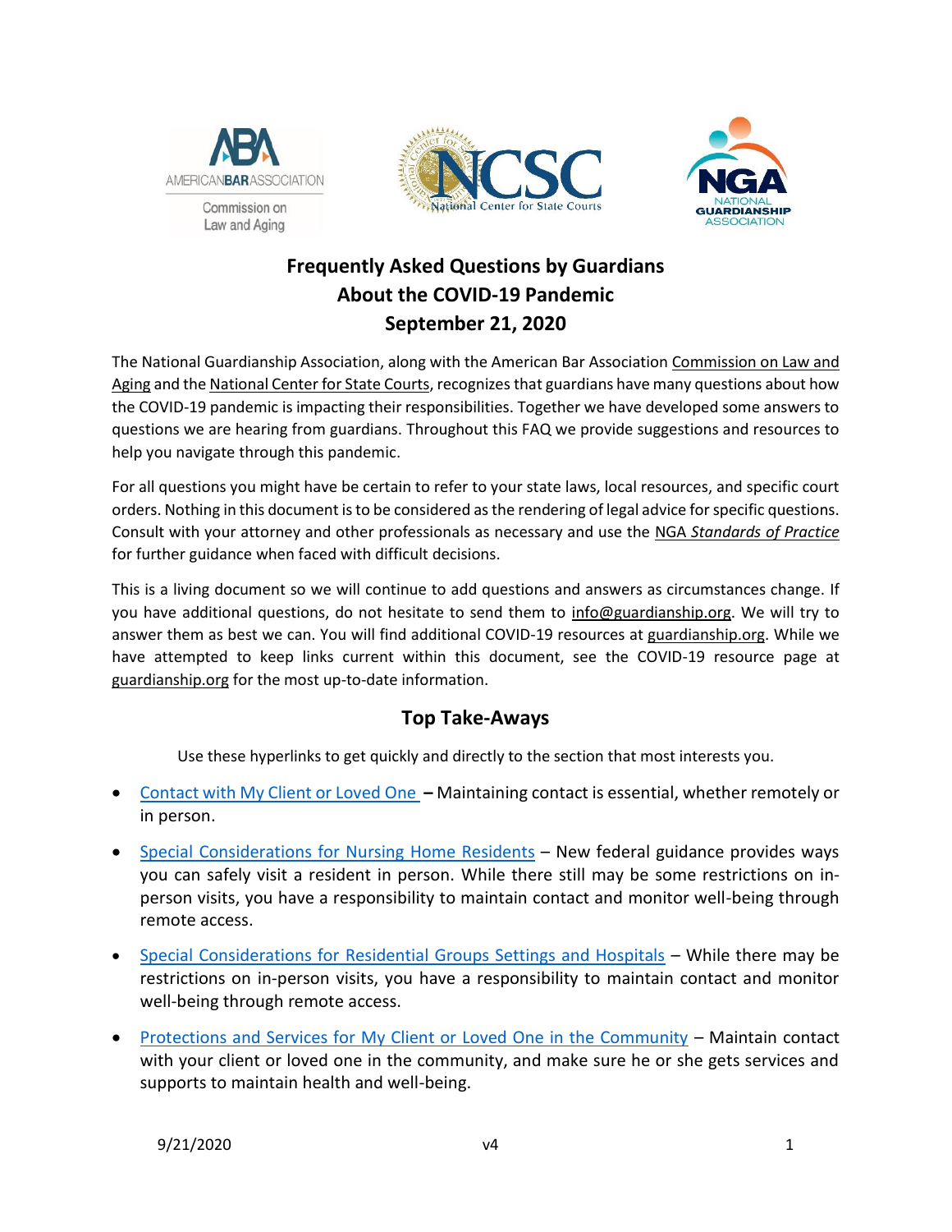# Frequently Asked Questions by Guardians About the COVID-19 Pandemic September 21, 2020

The National Guardianship Association, along with the American Bar Association Commission on Law and Aging and the National Center for State Courts, recognizes that guardians have many questions about how the COVID-19 pandemic is impacting their responsibilities. Together we have developed some answers to questions we are hearing from guardians. Throughout this FAQ we provide suggestions and resources to help you navigate through this pandemic.

For all questions you might have be certain to refer to your state laws, local resources, and specific court orders. Nothing in this document is to be considered as the rendering of legal advice for specific questions. Consult with your attorney and other professionals as necessary and use the NGA *Standards of Practice* for further guidance when faced with difficult decisions.

This is a living document so we will continue to add questions and answers as circumstances change. If you have additional questions, do not hesitate to send them to info@guardianship.org. We will try to answer them as best we can. You will find additional COVID-19 resources at guardianship.org. While we have attempted to keep links current within this document, see the COVID-19 resource page at guardianship.org for the most up-to-date information.

## Top Take-Aways

Use these hyperlinks to get quickly and directly to the section that most interests you.

- Contact with My Client or Loved One **–** Maintaining contact is essential, whether remotely or in person.
- Special Considerations for Nursing Home Residents – New federal guidance provides ways you can safely visit a resident in person. While there still may be some restrictions on in-person visits, you have a responsibility to maintain contact and monitor well-being through remote access.
- Special Considerations for Residential Groups Settings and Hospitals – While there may be restrictions on in-person visits, you have a responsibility to maintain contact and monitor well-being through remote access.
- Protections and Services for My Client or Loved One in the Community – Maintain contact with your client or loved one in the community, and make sure he or she gets services and supports to maintain health and well-being.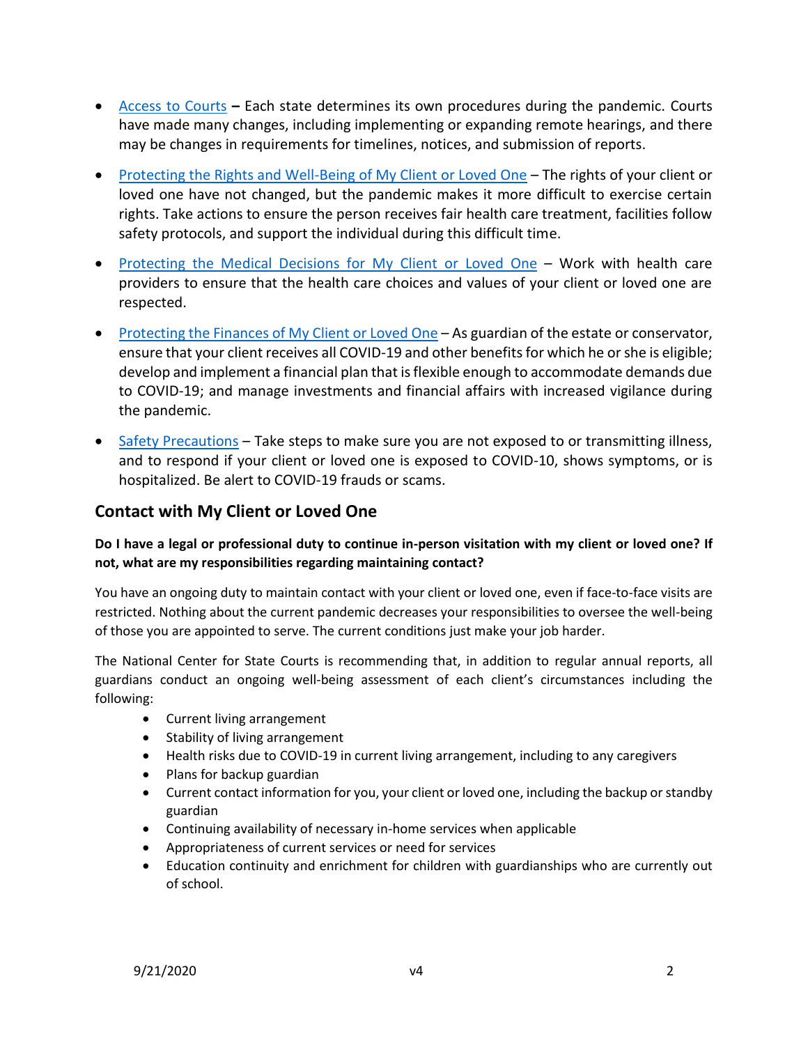- Access to Courts **–** Each state determines its own procedures during the pandemic. Courts have made many changes, including implementing or expanding remote hearings, and there may be changes in requirements for timelines, notices, and submission of reports.
- Protecting the Rights and Well-Being of My Client or Loved One – The rights of your client or loved one have not changed, but the pandemic makes it more difficult to exercise certain rights. Take actions to ensure the person receives fair health care treatment, facilities follow safety protocols, and support the individual during this difficult time.
- Protecting the Medical Decisions for My Client or Loved One – Work with health care providers to ensure that the health care choices and values of your client or loved one are respected.
- Protecting the Finances of My Client or Loved One – As guardian of the estate or conservator, ensure that your client receives all COVID-19 and other benefits for which he or she is eligible; develop and implement a financial plan that is flexible enough to accommodate demands due to COVID-19; and manage investments and financial affairs with increased vigilance during the pandemic.
- Safety Precautions – Take steps to make sure you are not exposed to or transmitting illness, and to respond if your client or loved one is exposed to COVID-10, shows symptoms, or is hospitalized. Be alert to COVID-19 frauds or scams.

## Contact with My Client or Loved One

**Do I have a legal or professional duty to continue in-person visitation with my client or loved one? If not, what are my responsibilities regarding maintaining contact?**

You have an ongoing duty to maintain contact with your client or loved one, even if face-to-face visits are restricted. Nothing about the current pandemic decreases your responsibilities to oversee the well-being of those you are appointed to serve. The current conditions just make your job harder.

The National Center for State Courts is recommending that, in addition to regular annual reports, all guardians conduct an ongoing well-being assessment of each client's circumstances including the following:

- Current living arrangement
- Stability of living arrangement
- Health risks due to COVID-19 in current living arrangement, including to any caregivers
- Plans for backup guardian
- Current contact information for you, your client or loved one, including the backup or standby guardian
- Continuing availability of necessary in-home services when applicable
- Appropriateness of current services or need for services
- Education continuity and enrichment for children with guardianships who are currently out of school.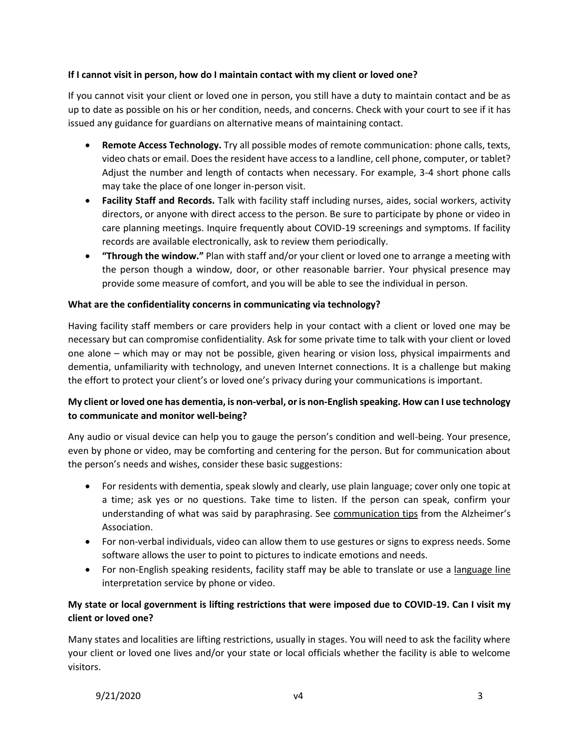**If I cannot visit in person, how do I maintain contact with my client or loved one?**

If you cannot visit your client or loved one in person, you still have a duty to maintain contact and be as up to date as possible on his or her condition, needs, and concerns. Check with your court to see if it has issued any guidance for guardians on alternative means of maintaining contact.

- **Remote Access Technology.** Try all possible modes of remote communication: phone calls, texts, video chats or email. Does the resident have access to a landline, cell phone, computer, or tablet? Adjust the number and length of contacts when necessary. For example, 3-4 short phone calls may take the place of one longer in-person visit.
- **Facility Staff and Records.** Talk with facility staff including nurses, aides, social workers, activity directors, or anyone with direct access to the person. Be sure to participate by phone or video in care planning meetings. Inquire frequently about COVID-19 screenings and symptoms. If facility records are available electronically, ask to review them periodically.
- **"Through the window."** Plan with staff and/or your client or loved one to arrange a meeting with the person though a window, door, or other reasonable barrier. Your physical presence may provide some measure of comfort, and you will be able to see the individual in person.

**What are the confidentiality concerns in communicating via technology?**

Having facility staff members or care providers help in your contact with a client or loved one may be necessary but can compromise confidentiality. Ask for some private time to talk with your client or loved one alone – which may or may not be possible, given hearing or vision loss, physical impairments and dementia, unfamiliarity with technology, and uneven Internet connections. It is a challenge but making the effort to protect your client's or loved one's privacy during your communications is important.

**My client or loved one has dementia, is non-verbal, or is non-English speaking. How can I use technology to communicate and monitor well-being?**

Any audio or visual device can help you to gauge the person's condition and well-being. Your presence, even by phone or video, may be comforting and centering for the person. But for communication about the person's needs and wishes, consider these basic suggestions:

- For residents with dementia, speak slowly and clearly, use plain language; cover only one topic at a time; ask yes or no questions. Take time to listen. If the person can speak, confirm your understanding of what was said by paraphrasing. See communication tips from the Alzheimer's Association.
- For non-verbal individuals, video can allow them to use gestures or signs to express needs. Some software allows the user to point to pictures to indicate emotions and needs.
- For non-English speaking residents, facility staff may be able to translate or use a language line interpretation service by phone or video.

**My state or local government is lifting restrictions that were imposed due to COVID-19. Can I visit my client or loved one?**

Many states and localities are lifting restrictions, usually in stages. You will need to ask the facility where your client or loved one lives and/or your state or local officials whether the facility is able to welcome visitors.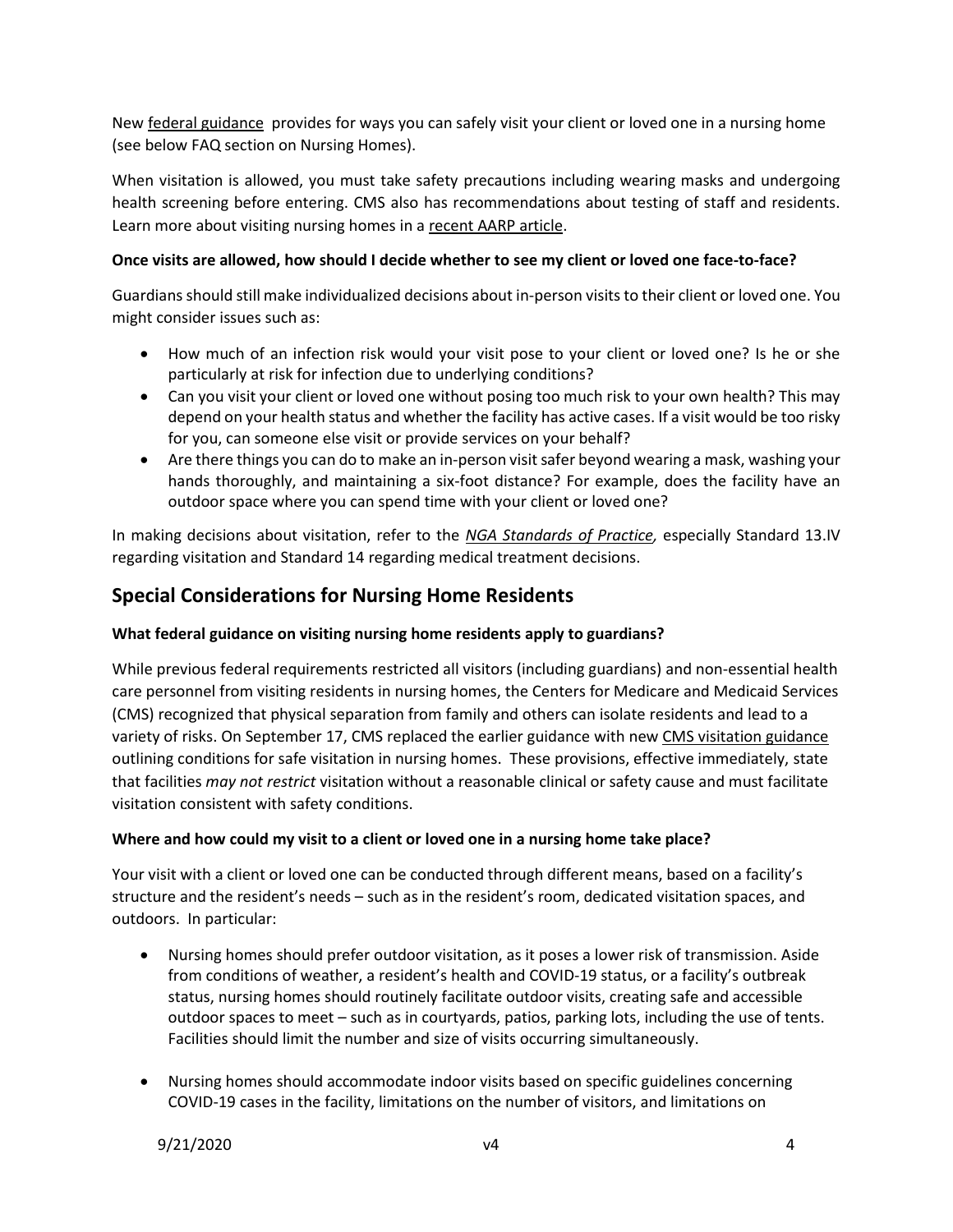New federal guidance provides for ways you can safely visit your client or loved one in a nursing home (see below FAQ section on Nursing Homes).

When visitation is allowed, you must take safety precautions including wearing masks and undergoing health screening before entering. CMS also has recommendations about testing of staff and residents. Learn more about visiting nursing homes in a recent AARP article.

**Once visits are allowed, how should I decide whether to see my client or loved one face-to-face?**

Guardians should still make individualized decisions about in-person visits to their client or loved one. You might consider issues such as:

- How much of an infection risk would your visit pose to your client or loved one? Is he or she particularly at risk for infection due to underlying conditions?
- Can you visit your client or loved one without posing too much risk to your own health? This may depend on your health status and whether the facility has active cases. If a visit would be too risky for you, can someone else visit or provide services on your behalf?
- Are there things you can do to make an in-person visit safer beyond wearing a mask, washing your hands thoroughly, and maintaining a six-foot distance? For example, does the facility have an outdoor space where you can spend time with your client or loved one?

In making decisions about visitation, refer to the *NGA Standards of Practice*, especially Standard 13.IV regarding visitation and Standard 14 regarding medical treatment decisions.

## Special Considerations for Nursing Home Residents

**What federal guidance on visiting nursing home residents apply to guardians?**

While previous federal requirements restricted all visitors (including guardians) and non-essential health care personnel from visiting residents in nursing homes, the Centers for Medicare and Medicaid Services (CMS) recognized that physical separation from family and others can isolate residents and lead to a variety of risks. On September 17, CMS replaced the earlier guidance with new CMS visitation guidance outlining conditions for safe visitation in nursing homes. These provisions, effective immediately, state that facilities *may not restrict* visitation without a reasonable clinical or safety cause and must facilitate visitation consistent with safety conditions.

**Where and how could my visit to a client or loved one in a nursing home take place?**

Your visit with a client or loved one can be conducted through different means, based on a facility's structure and the resident's needs – such as in the resident's room, dedicated visitation spaces, and outdoors. In particular:

- Nursing homes should prefer outdoor visitation, as it poses a lower risk of transmission. Aside from conditions of weather, a resident's health and COVID-19 status, or a facility's outbreak status, nursing homes should routinely facilitate outdoor visits, creating safe and accessible outdoor spaces to meet – such as in courtyards, patios, parking lots, including the use of tents. Facilities should limit the number and size of visits occurring simultaneously.

- Nursing homes should accommodate indoor visits based on specific guidelines concerning COVID-19 cases in the facility, limitations on the number of visitors, and limitations on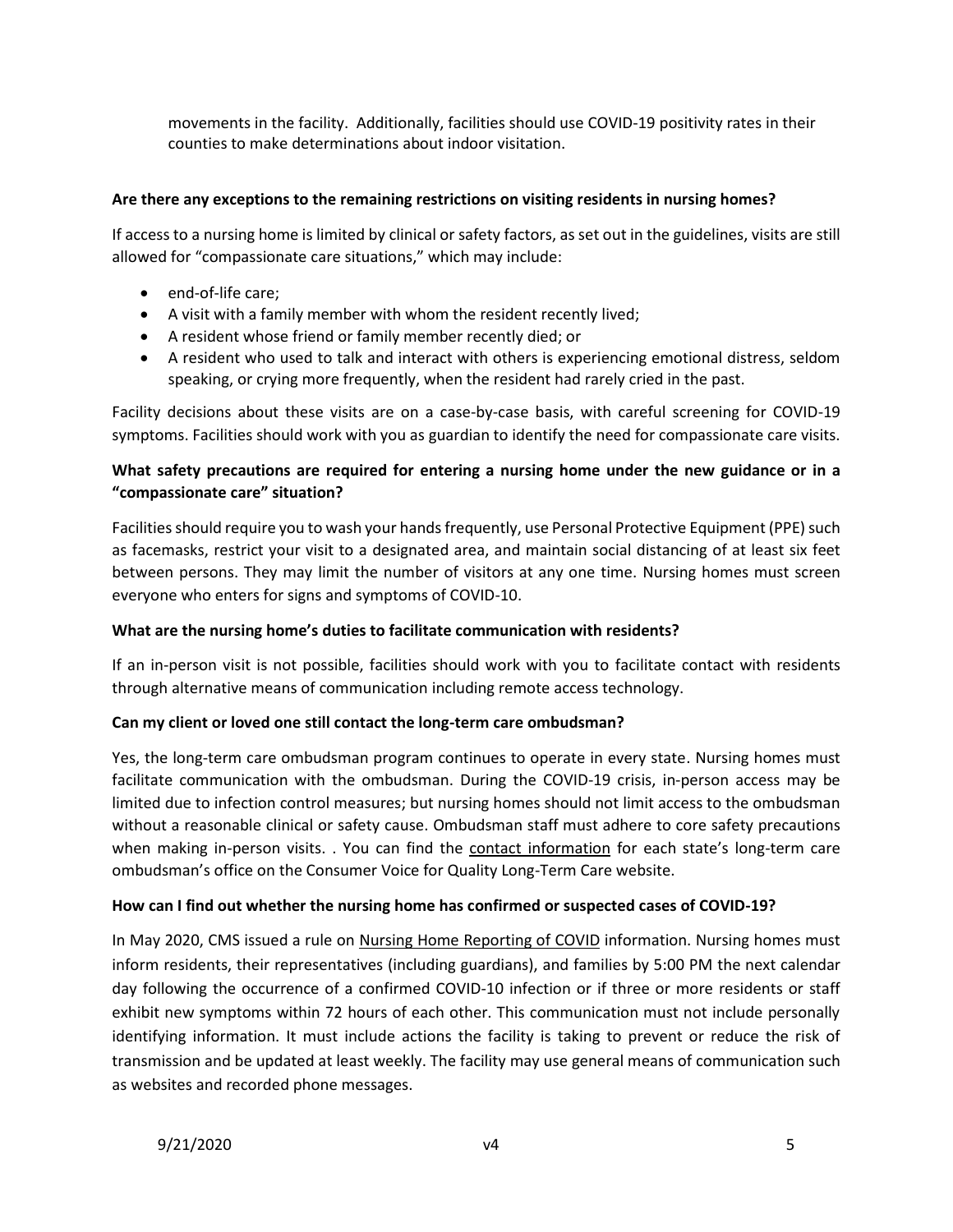movements in the facility. Additionally, facilities should use COVID-19 positivity rates in their counties to make determinations about indoor visitation.

**Are there any exceptions to the remaining restrictions on visiting residents in nursing homes?**

If access to a nursing home is limited by clinical or safety factors, as set out in the guidelines, visits are still allowed for "compassionate care situations," which may include:

- end-of-life care;
- A visit with a family member with whom the resident recently lived;
- A resident whose friend or family member recently died; or
- A resident who used to talk and interact with others is experiencing emotional distress, seldom speaking, or crying more frequently, when the resident had rarely cried in the past.

Facility decisions about these visits are on a case-by-case basis, with careful screening for COVID-19 symptoms. Facilities should work with you as guardian to identify the need for compassionate care visits.

**What safety precautions are required for entering a nursing home under the new guidance or in a "compassionate care" situation?**

Facilities should require you to wash your hands frequently, use Personal Protective Equipment (PPE) such as facemasks, restrict your visit to a designated area, and maintain social distancing of at least six feet between persons. They may limit the number of visitors at any one time. Nursing homes must screen everyone who enters for signs and symptoms of COVID-10.

**What are the nursing home's duties to facilitate communication with residents?**

If an in-person visit is not possible, facilities should work with you to facilitate contact with residents through alternative means of communication including remote access technology.

**Can my client or loved one still contact the long-term care ombudsman?**

Yes, the long-term care ombudsman program continues to operate in every state. Nursing homes must facilitate communication with the ombudsman. During the COVID-19 crisis, in-person access may be limited due to infection control measures; but nursing homes should not limit access to the ombudsman without a reasonable clinical or safety cause. Ombudsman staff must adhere to core safety precautions when making in-person visits. . You can find the contact information for each state's long-term care ombudsman's office on the Consumer Voice for Quality Long-Term Care website.

**How can I find out whether the nursing home has confirmed or suspected cases of COVID-19?**

In May 2020, CMS issued a rule on Nursing Home Reporting of COVID information. Nursing homes must inform residents, their representatives (including guardians), and families by 5:00 PM the next calendar day following the occurrence of a confirmed COVID-10 infection or if three or more residents or staff exhibit new symptoms within 72 hours of each other. This communication must not include personally identifying information. It must include actions the facility is taking to prevent or reduce the risk of transmission and be updated at least weekly. The facility may use general means of communication such as websites and recorded phone messages.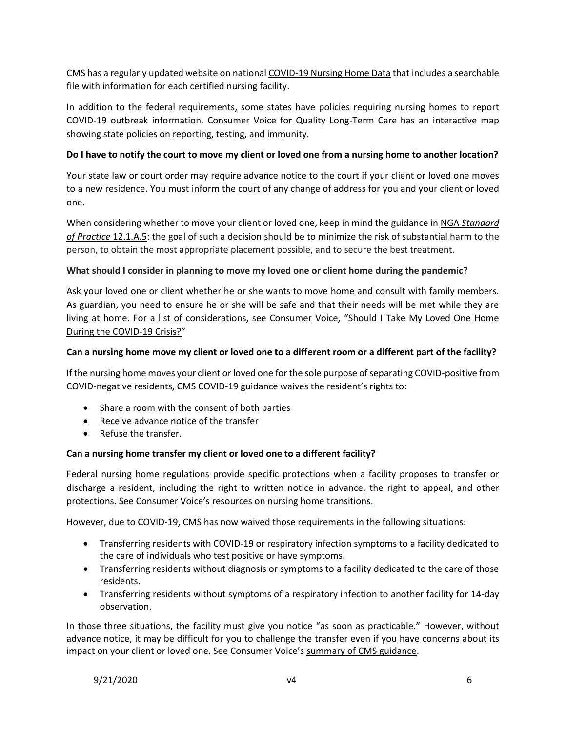CMS has a regularly updated website on national COVID-19 Nursing Home Data that includes a searchable file with information for each certified nursing facility.

In addition to the federal requirements, some states have policies requiring nursing homes to report COVID-19 outbreak information. Consumer Voice for Quality Long-Term Care has an interactive map showing state policies on reporting, testing, and immunity.

**Do I have to notify the court to move my client or loved one from a nursing home to another location?**

Your state law or court order may require advance notice to the court if your client or loved one moves to a new residence. You must inform the court of any change of address for you and your client or loved one.

When considering whether to move your client or loved one, keep in mind the guidance in NGA *Standard of Practice* 12.1.A.5: the goal of such a decision should be to minimize the risk of substantial harm to the person, to obtain the most appropriate placement possible, and to secure the best treatment.

**What should I consider in planning to move my loved one or client home during the pandemic?**

Ask your loved one or client whether he or she wants to move home and consult with family members. As guardian, you need to ensure he or she will be safe and that their needs will be met while they are living at home. For a list of considerations, see Consumer Voice, "Should I Take My Loved One Home During the COVID-19 Crisis?"

**Can a nursing home move my client or loved one to a different room or a different part of the facility?**

If the nursing home moves your client or loved one for the sole purpose of separating COVID-positive from COVID-negative residents, CMS COVID-19 guidance waives the resident's rights to:

- Share a room with the consent of both parties
- Receive advance notice of the transfer
- Refuse the transfer.

**Can a nursing home transfer my client or loved one to a different facility?**

Federal nursing home regulations provide specific protections when a facility proposes to transfer or discharge a resident, including the right to written notice in advance, the right to appeal, and other protections. See Consumer Voice's resources on nursing home transitions.

However, due to COVID-19, CMS has now waived those requirements in the following situations:

- Transferring residents with COVID-19 or respiratory infection symptoms to a facility dedicated to the care of individuals who test positive or have symptoms.
- Transferring residents without diagnosis or symptoms to a facility dedicated to the care of those residents.
- Transferring residents without symptoms of a respiratory infection to another facility for 14-day observation.

In those three situations, the facility must give you notice "as soon as practicable." However, without advance notice, it may be difficult for you to challenge the transfer even if you have concerns about its impact on your client or loved one. See Consumer Voice's summary of CMS guidance.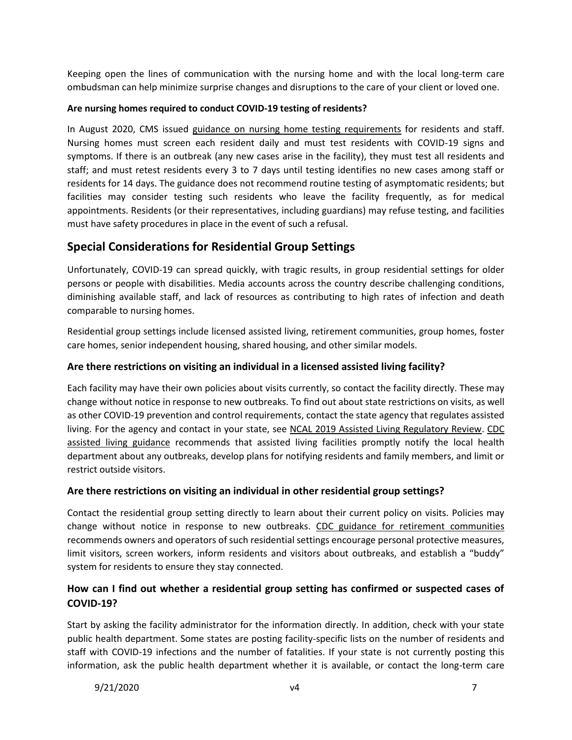Keeping open the lines of communication with the nursing home and with the local long-term care ombudsman can help minimize surprise changes and disruptions to the care of your client or loved one.

**Are nursing homes required to conduct COVID-19 testing of residents?**

In August 2020, CMS issued guidance on nursing home testing requirements for residents and staff. Nursing homes must screen each resident daily and must test residents with COVID-19 signs and symptoms. If there is an outbreak (any new cases arise in the facility), they must test all residents and staff; and must retest residents every 3 to 7 days until testing identifies no new cases among staff or residents for 14 days. The guidance does not recommend routine testing of asymptomatic residents; but facilities may consider testing such residents who leave the facility frequently, as for medical appointments. Residents (or their representatives, including guardians) may refuse testing, and facilities must have safety procedures in place in the event of such a refusal.

## Special Considerations for Residential Group Settings

Unfortunately, COVID-19 can spread quickly, with tragic results, in group residential settings for older persons or people with disabilities. Media accounts across the country describe challenging conditions, diminishing available staff, and lack of resources as contributing to high rates of infection and death comparable to nursing homes.

Residential group settings include licensed assisted living, retirement communities, group homes, foster care homes, senior independent housing, shared housing, and other similar models.

### Are there restrictions on visiting an individual in a licensed assisted living facility?

Each facility may have their own policies about visits currently, so contact the facility directly. These may change without notice in response to new outbreaks. To find out about state restrictions on visits, as well as other COVID-19 prevention and control requirements, contact the state agency that regulates assisted living. For the agency and contact in your state, see NCAL 2019 Assisted Living Regulatory Review. CDC assisted living guidance recommends that assisted living facilities promptly notify the local health department about any outbreaks, develop plans for notifying residents and family members, and limit or restrict outside visitors.

### Are there restrictions on visiting an individual in other residential group settings?

Contact the residential group setting directly to learn about their current policy on visits. Policies may change without notice in response to new outbreaks. CDC guidance for retirement communities recommends owners and operators of such residential settings encourage personal protective measures, limit visitors, screen workers, inform residents and visitors about outbreaks, and establish a "buddy" system for residents to ensure they stay connected.

### How can I find out whether a residential group setting has confirmed or suspected cases of COVID-19?

Start by asking the facility administrator for the information directly. In addition, check with your state public health department. Some states are posting facility-specific lists on the number of residents and staff with COVID-19 infections and the number of fatalities. If your state is not currently posting this information, ask the public health department whether it is available, or contact the long-term care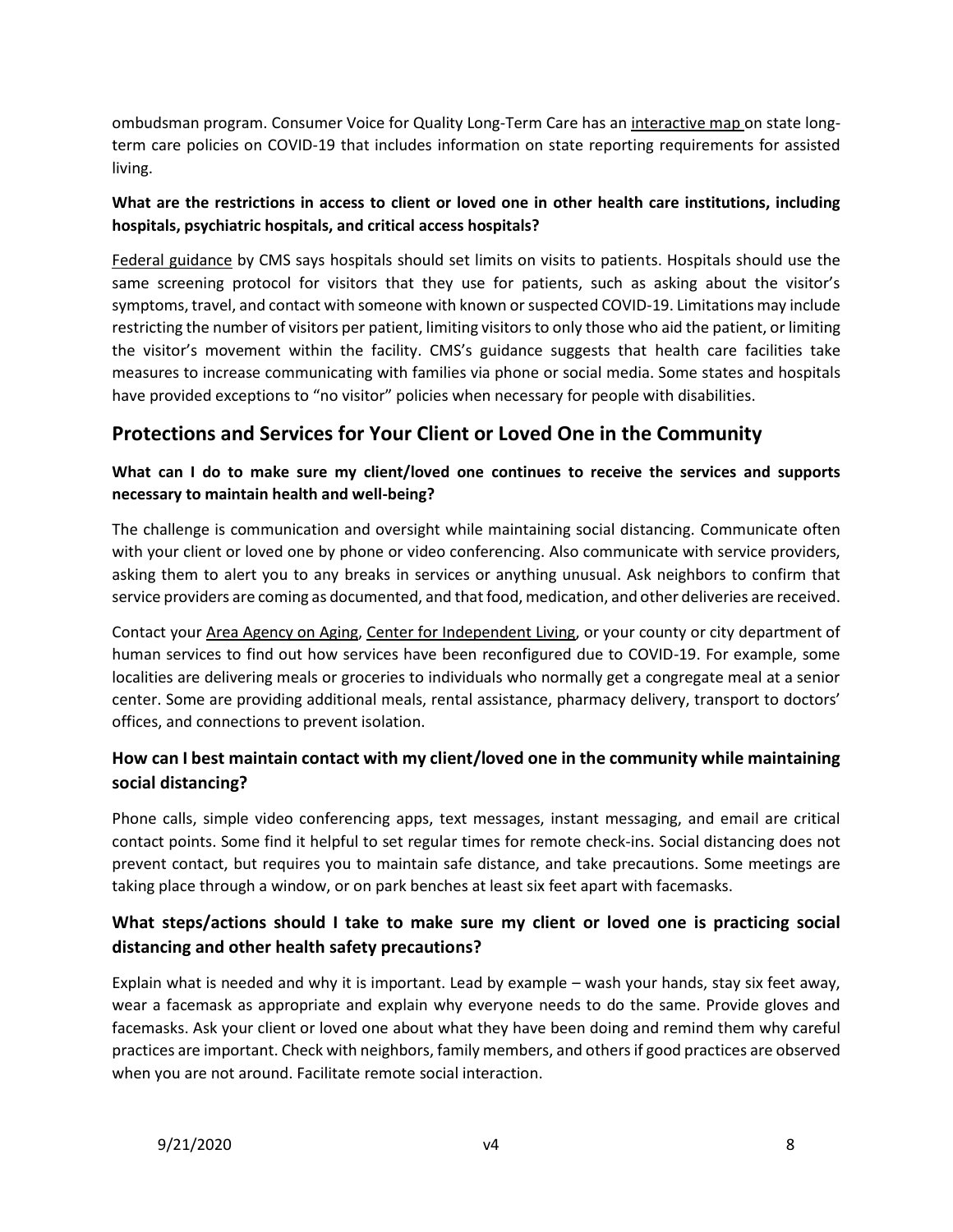ombudsman program. Consumer Voice for Quality Long-Term Care has an interactive map on state long-term care policies on COVID-19 that includes information on state reporting requirements for assisted living.

**What are the restrictions in access to client or loved one in other health care institutions, including hospitals, psychiatric hospitals, and critical access hospitals?**

Federal guidance by CMS says hospitals should set limits on visits to patients. Hospitals should use the same screening protocol for visitors that they use for patients, such as asking about the visitor's symptoms, travel, and contact with someone with known or suspected COVID-19. Limitations may include restricting the number of visitors per patient, limiting visitors to only those who aid the patient, or limiting the visitor's movement within the facility. CMS's guidance suggests that health care facilities take measures to increase communicating with families via phone or social media. Some states and hospitals have provided exceptions to "no visitor" policies when necessary for people with disabilities.

## Protections and Services for Your Client or Loved One in the Community

**What can I do to make sure my client/loved one continues to receive the services and supports necessary to maintain health and well-being?**

The challenge is communication and oversight while maintaining social distancing. Communicate often with your client or loved one by phone or video conferencing. Also communicate with service providers, asking them to alert you to any breaks in services or anything unusual. Ask neighbors to confirm that service providers are coming as documented, and that food, medication, and other deliveries are received.

Contact your Area Agency on Aging, Center for Independent Living, or your county or city department of human services to find out how services have been reconfigured due to COVID-19. For example, some localities are delivering meals or groceries to individuals who normally get a congregate meal at a senior center. Some are providing additional meals, rental assistance, pharmacy delivery, transport to doctors' offices, and connections to prevent isolation.

### How can I best maintain contact with my client/loved one in the community while maintaining social distancing?

Phone calls, simple video conferencing apps, text messages, instant messaging, and email are critical contact points. Some find it helpful to set regular times for remote check-ins. Social distancing does not prevent contact, but requires you to maintain safe distance, and take precautions. Some meetings are taking place through a window, or on park benches at least six feet apart with facemasks.

### What steps/actions should I take to make sure my client or loved one is practicing social distancing and other health safety precautions?

Explain what is needed and why it is important. Lead by example – wash your hands, stay six feet away, wear a facemask as appropriate and explain why everyone needs to do the same. Provide gloves and facemasks. Ask your client or loved one about what they have been doing and remind them why careful practices are important. Check with neighbors, family members, and others if good practices are observed when you are not around. Facilitate remote social interaction.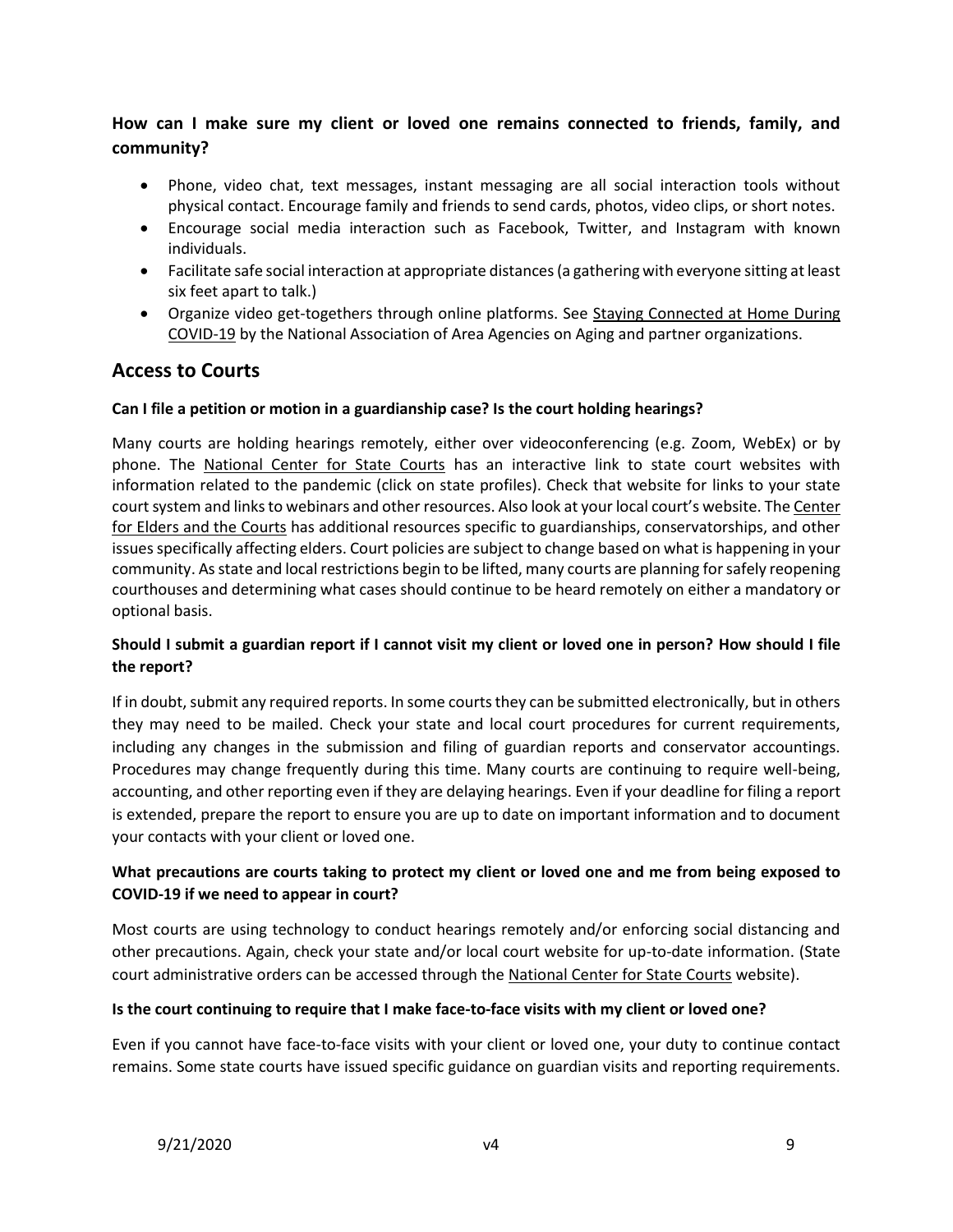**How can I make sure my client or loved one remains connected to friends, family, and community?**

- Phone, video chat, text messages, instant messaging are all social interaction tools without physical contact. Encourage family and friends to send cards, photos, video clips, or short notes.
- Encourage social media interaction such as Facebook, Twitter, and Instagram with known individuals.
- Facilitate safe social interaction at appropriate distances (a gathering with everyone sitting at least six feet apart to talk.)
- Organize video get-togethers through online platforms. See Staying Connected at Home During COVID-19 by the National Association of Area Agencies on Aging and partner organizations.

## Access to Courts

**Can I file a petition or motion in a guardianship case? Is the court holding hearings?**

Many courts are holding hearings remotely, either over videoconferencing (e.g. Zoom, WebEx) or by phone. The National Center for State Courts has an interactive link to state court websites with information related to the pandemic (click on state profiles). Check that website for links to your state court system and links to webinars and other resources. Also look at your local court's website. The Center for Elders and the Courts has additional resources specific to guardianships, conservatorships, and other issues specifically affecting elders. Court policies are subject to change based on what is happening in your community. As state and local restrictions begin to be lifted, many courts are planning for safely reopening courthouses and determining what cases should continue to be heard remotely on either a mandatory or optional basis.

**Should I submit a guardian report if I cannot visit my client or loved one in person? How should I file the report?**

If in doubt, submit any required reports. In some courts they can be submitted electronically, but in others they may need to be mailed. Check your state and local court procedures for current requirements, including any changes in the submission and filing of guardian reports and conservator accountings. Procedures may change frequently during this time. Many courts are continuing to require well-being, accounting, and other reporting even if they are delaying hearings. Even if your deadline for filing a report is extended, prepare the report to ensure you are up to date on important information and to document your contacts with your client or loved one.

**What precautions are courts taking to protect my client or loved one and me from being exposed to COVID-19 if we need to appear in court?**

Most courts are using technology to conduct hearings remotely and/or enforcing social distancing and other precautions. Again, check your state and/or local court website for up-to-date information. (State court administrative orders can be accessed through the National Center for State Courts website).

**Is the court continuing to require that I make face-to-face visits with my client or loved one?**

Even if you cannot have face-to-face visits with your client or loved one, your duty to continue contact remains. Some state courts have issued specific guidance on guardian visits and reporting requirements.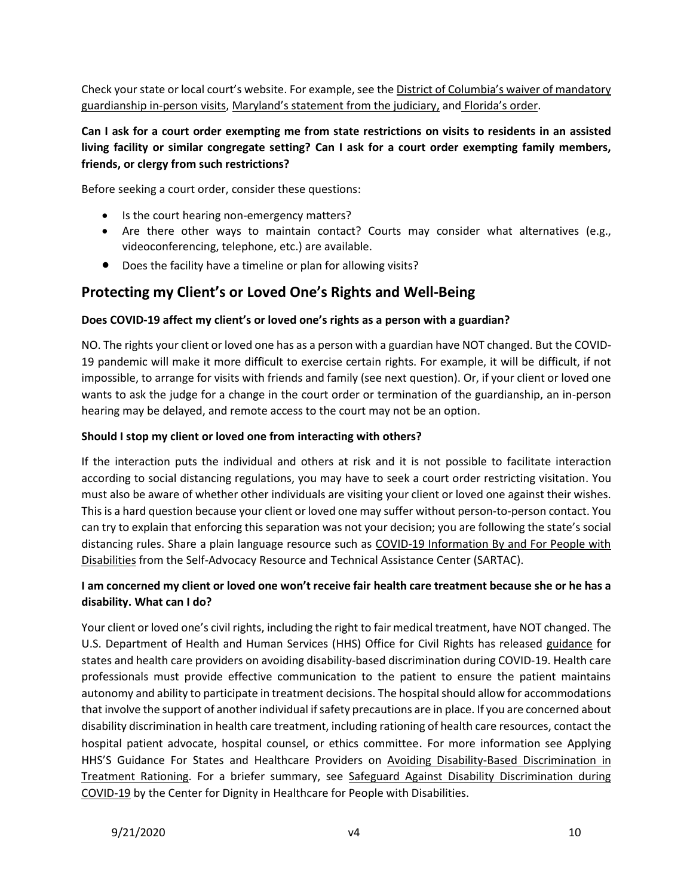Check your state or local court's website. For example, see the District of Columbia's waiver of mandatory guardianship in-person visits, Maryland's statement from the judiciary, and Florida's order.

**Can I ask for a court order exempting me from state restrictions on visits to residents in an assisted living facility or similar congregate setting? Can I ask for a court order exempting family members, friends, or clergy from such restrictions?**

Before seeking a court order, consider these questions:

- Is the court hearing non-emergency matters?
- Are there other ways to maintain contact? Courts may consider what alternatives (e.g., videoconferencing, telephone, etc.) are available.
- Does the facility have a timeline or plan for allowing visits?

## Protecting my Client's or Loved One's Rights and Well-Being

**Does COVID-19 affect my client's or loved one's rights as a person with a guardian?**

NO. The rights your client or loved one has as a person with a guardian have NOT changed. But the COVID-19 pandemic will make it more difficult to exercise certain rights. For example, it will be difficult, if not impossible, to arrange for visits with friends and family (see next question). Or, if your client or loved one wants to ask the judge for a change in the court order or termination of the guardianship, an in-person hearing may be delayed, and remote access to the court may not be an option.

**Should I stop my client or loved one from interacting with others?**

If the interaction puts the individual and others at risk and it is not possible to facilitate interaction according to social distancing regulations, you may have to seek a court order restricting visitation. You must also be aware of whether other individuals are visiting your client or loved one against their wishes. This is a hard question because your client or loved one may suffer without person-to-person contact. You can try to explain that enforcing this separation was not your decision; you are following the state's social distancing rules. Share a plain language resource such as COVID-19 Information By and For People with Disabilities from the Self-Advocacy Resource and Technical Assistance Center (SARTAC).

**I am concerned my client or loved one won't receive fair health care treatment because she or he has a disability. What can I do?**

Your client or loved one's civil rights, including the right to fair medical treatment, have NOT changed. The U.S. Department of Health and Human Services (HHS) Office for Civil Rights has released guidance for states and health care providers on avoiding disability-based discrimination during COVID-19. Health care professionals must provide effective communication to the patient to ensure the patient maintains autonomy and ability to participate in treatment decisions. The hospital should allow for accommodations that involve the support of another individual if safety precautions are in place. If you are concerned about disability discrimination in health care treatment, including rationing of health care resources, contact the hospital patient advocate, hospital counsel, or ethics committee. For more information see Applying HHS'S Guidance For States and Healthcare Providers on Avoiding Disability-Based Discrimination in Treatment Rationing. For a briefer summary, see Safeguard Against Disability Discrimination during COVID-19 by the Center for Dignity in Healthcare for People with Disabilities.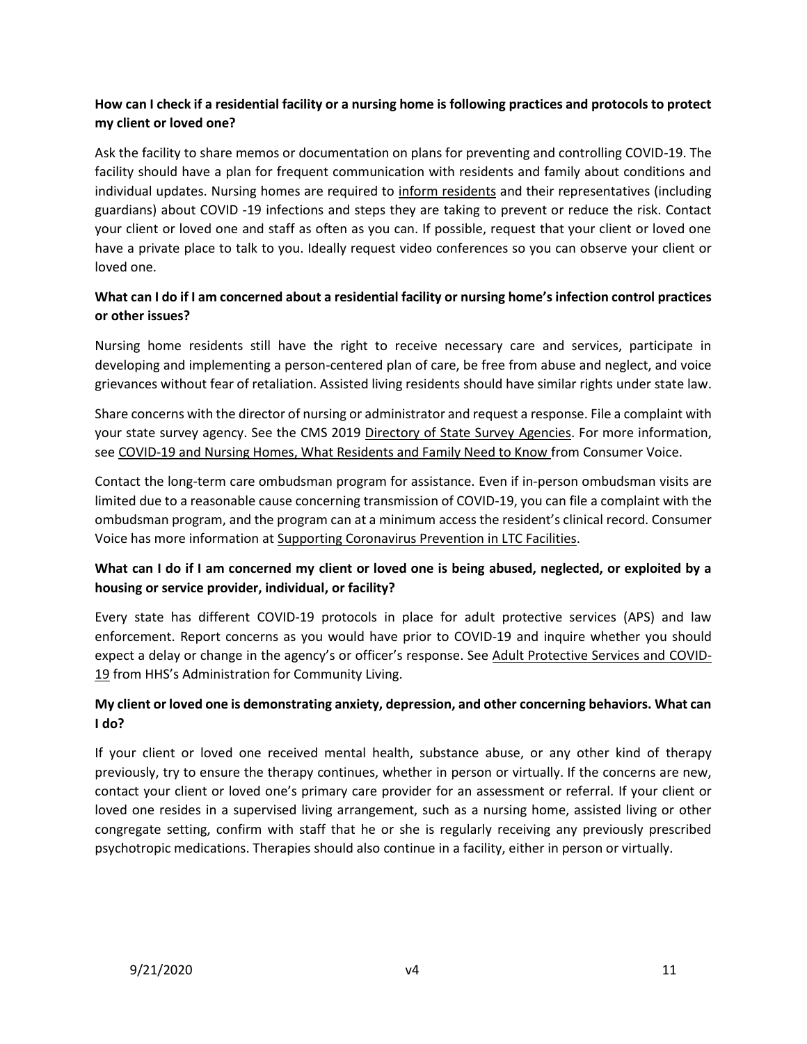**How can I check if a residential facility or a nursing home is following practices and protocols to protect my client or loved one?**

Ask the facility to share memos or documentation on plans for preventing and controlling COVID-19. The facility should have a plan for frequent communication with residents and family about conditions and individual updates. Nursing homes are required to inform residents and their representatives (including guardians) about COVID -19 infections and steps they are taking to prevent or reduce the risk. Contact your client or loved one and staff as often as you can. If possible, request that your client or loved one have a private place to talk to you. Ideally request video conferences so you can observe your client or loved one.

**What can I do if I am concerned about a residential facility or nursing home's infection control practices or other issues?**

Nursing home residents still have the right to receive necessary care and services, participate in developing and implementing a person-centered plan of care, be free from abuse and neglect, and voice grievances without fear of retaliation. Assisted living residents should have similar rights under state law.

Share concerns with the director of nursing or administrator and request a response. File a complaint with your state survey agency. See the CMS 2019 Directory of State Survey Agencies. For more information, see COVID-19 and Nursing Homes, What Residents and Family Need to Know from Consumer Voice.

Contact the long-term care ombudsman program for assistance. Even if in-person ombudsman visits are limited due to a reasonable cause concerning transmission of COVID-19, you can file a complaint with the ombudsman program, and the program can at a minimum access the resident's clinical record. Consumer Voice has more information at Supporting Coronavirus Prevention in LTC Facilities.

**What can I do if I am concerned my client or loved one is being abused, neglected, or exploited by a housing or service provider, individual, or facility?**

Every state has different COVID-19 protocols in place for adult protective services (APS) and law enforcement. Report concerns as you would have prior to COVID-19 and inquire whether you should expect a delay or change in the agency's or officer's response. See Adult Protective Services and COVID-19 from HHS's Administration for Community Living.

**My client or loved one is demonstrating anxiety, depression, and other concerning behaviors. What can I do?**

If your client or loved one received mental health, substance abuse, or any other kind of therapy previously, try to ensure the therapy continues, whether in person or virtually. If the concerns are new, contact your client or loved one's primary care provider for an assessment or referral. If your client or loved one resides in a supervised living arrangement, such as a nursing home, assisted living or other congregate setting, confirm with staff that he or she is regularly receiving any previously prescribed psychotropic medications. Therapies should also continue in a facility, either in person or virtually.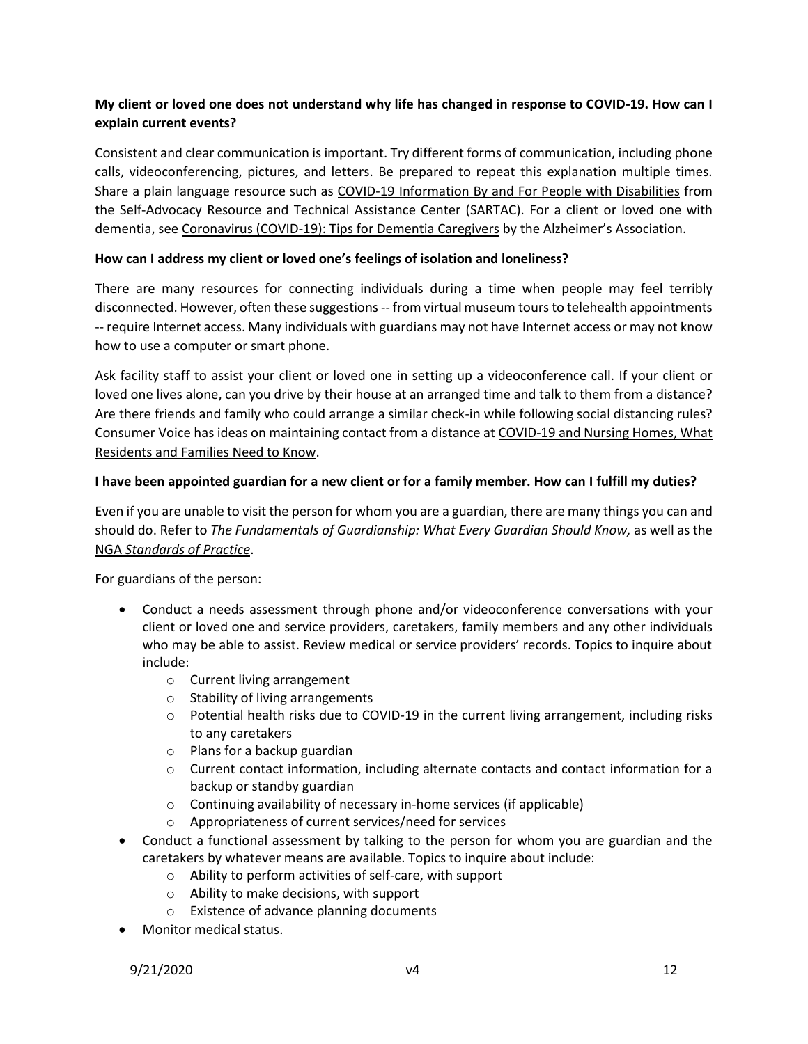**My client or loved one does not understand why life has changed in response to COVID-19. How can I explain current events?**

Consistent and clear communication is important. Try different forms of communication, including phone calls, videoconferencing, pictures, and letters. Be prepared to repeat this explanation multiple times. Share a plain language resource such as COVID-19 Information By and For People with Disabilities from the Self-Advocacy Resource and Technical Assistance Center (SARTAC). For a client or loved one with dementia, see Coronavirus (COVID-19): Tips for Dementia Caregivers by the Alzheimer's Association.

**How can I address my client or loved one's feelings of isolation and loneliness?**

There are many resources for connecting individuals during a time when people may feel terribly disconnected. However, often these suggestions -- from virtual museum tours to telehealth appointments -- require Internet access. Many individuals with guardians may not have Internet access or may not know how to use a computer or smart phone.

Ask facility staff to assist your client or loved one in setting up a videoconference call. If your client or loved one lives alone, can you drive by their house at an arranged time and talk to them from a distance? Are there friends and family who could arrange a similar check-in while following social distancing rules? Consumer Voice has ideas on maintaining contact from a distance at COVID-19 and Nursing Homes, What Residents and Families Need to Know.

**I have been appointed guardian for a new client or for a family member. How can I fulfill my duties?**

Even if you are unable to visit the person for whom you are a guardian, there are many things you can and should do. Refer to *The Fundamentals of Guardianship: What Every Guardian Should Know,* as well as the NGA *Standards of Practice*.

For guardians of the person:

- Conduct a needs assessment through phone and/or videoconference conversations with your client or loved one and service providers, caretakers, family members and any other individuals who may be able to assist. Review medical or service providers' records. Topics to inquire about include:
  - Current living arrangement
  - Stability of living arrangements
  - Potential health risks due to COVID-19 in the current living arrangement, including risks to any caretakers
  - Plans for a backup guardian
  - Current contact information, including alternate contacts and contact information for a backup or standby guardian
  - Continuing availability of necessary in-home services (if applicable)
  - Appropriateness of current services/need for services
- Conduct a functional assessment by talking to the person for whom you are guardian and the caretakers by whatever means are available. Topics to inquire about include:
  - Ability to perform activities of self-care, with support
  - Ability to make decisions, with support
  - Existence of advance planning documents
- Monitor medical status.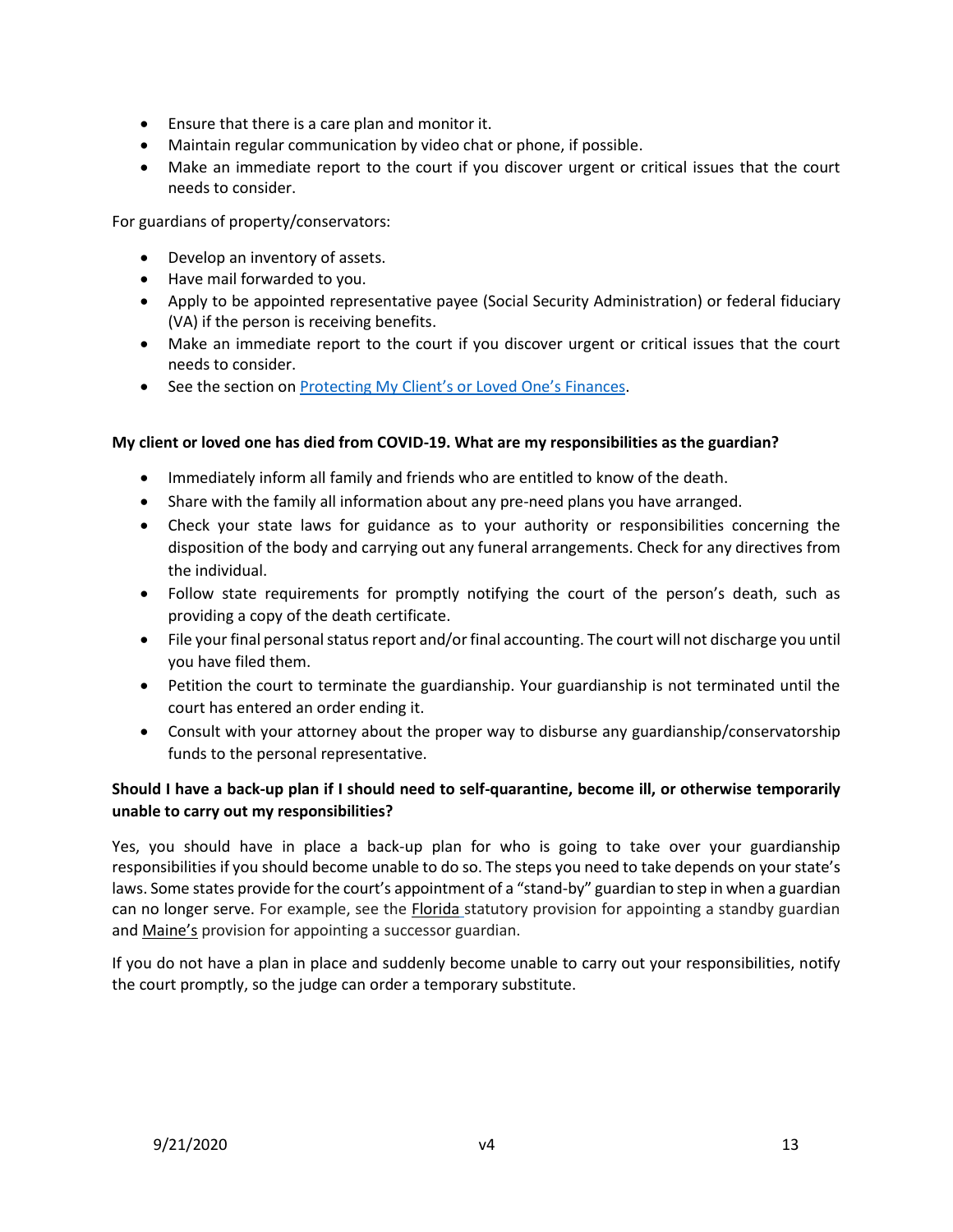- Ensure that there is a care plan and monitor it.
- Maintain regular communication by video chat or phone, if possible.
- Make an immediate report to the court if you discover urgent or critical issues that the court needs to consider.

For guardians of property/conservators:

- Develop an inventory of assets.
- Have mail forwarded to you.
- Apply to be appointed representative payee (Social Security Administration) or federal fiduciary (VA) if the person is receiving benefits.
- Make an immediate report to the court if you discover urgent or critical issues that the court needs to consider.
- See the section on [Protecting My Client's or Loved One's Finances](#).

**My client or loved one has died from COVID-19. What are my responsibilities as the guardian?**

- Immediately inform all family and friends who are entitled to know of the death.
- Share with the family all information about any pre-need plans you have arranged.
- Check your state laws for guidance as to your authority or responsibilities concerning the disposition of the body and carrying out any funeral arrangements. Check for any directives from the individual.
- Follow state requirements for promptly notifying the court of the person's death, such as providing a copy of the death certificate.
- File your final personal status report and/or final accounting. The court will not discharge you until you have filed them.
- Petition the court to terminate the guardianship. Your guardianship is not terminated until the court has entered an order ending it.
- Consult with your attorney about the proper way to disburse any guardianship/conservatorship funds to the personal representative.

**Should I have a back-up plan if I should need to self-quarantine, become ill, or otherwise temporarily unable to carry out my responsibilities?**

Yes, you should have in place a back-up plan for who is going to take over your guardianship responsibilities if you should become unable to do so. The steps you need to take depends on your state's laws. Some states provide for the court's appointment of a "stand-by" guardian to step in when a guardian can no longer serve. For example, see the Florida statutory provision for appointing a standby guardian and Maine's provision for appointing a successor guardian.

If you do not have a plan in place and suddenly become unable to carry out your responsibilities, notify the court promptly, so the judge can order a temporary substitute.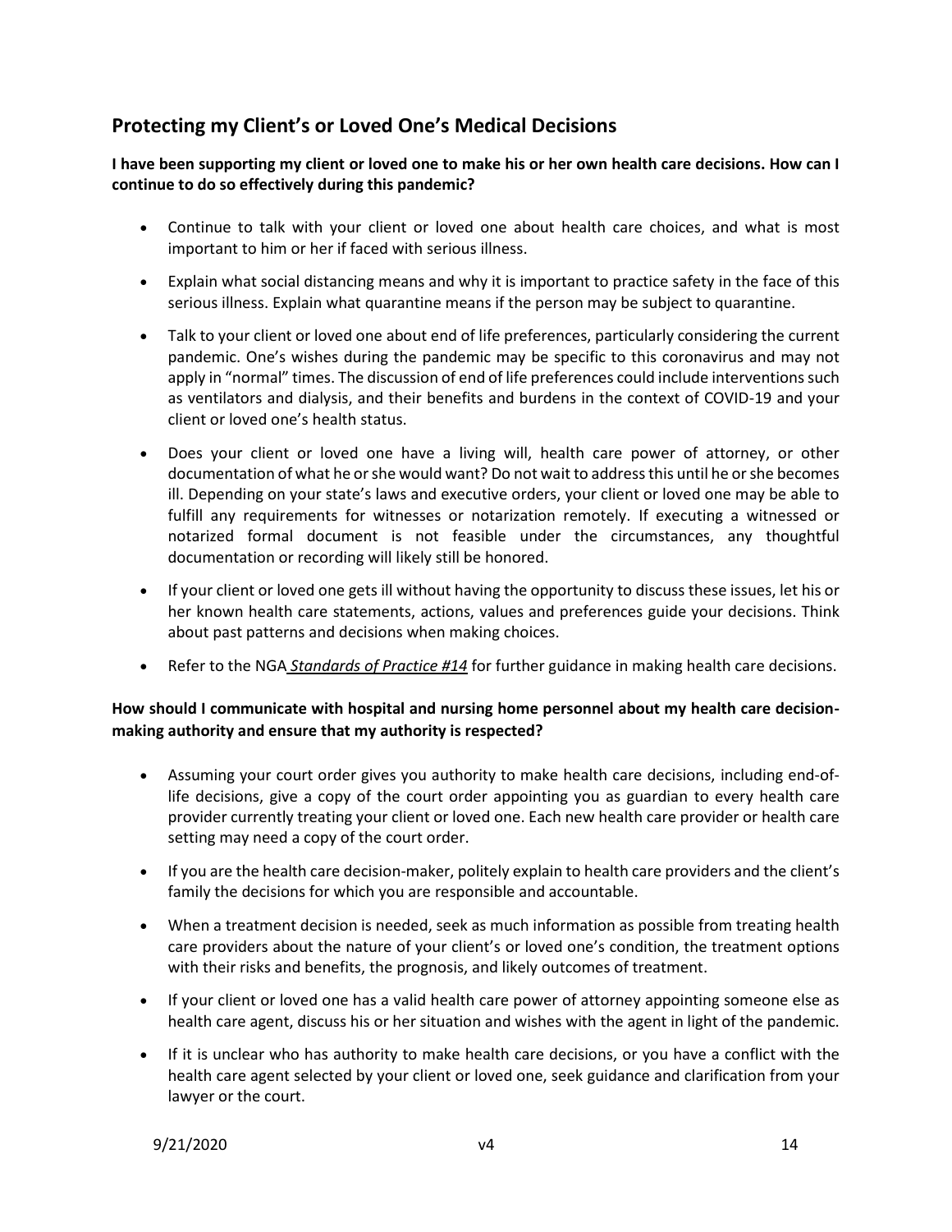## Protecting my Client's or Loved One's Medical Decisions

**I have been supporting my client or loved one to make his or her own health care decisions. How can I continue to do so effectively during this pandemic?**

- Continue to talk with your client or loved one about health care choices, and what is most important to him or her if faced with serious illness.
- Explain what social distancing means and why it is important to practice safety in the face of this serious illness. Explain what quarantine means if the person may be subject to quarantine.
- Talk to your client or loved one about end of life preferences, particularly considering the current pandemic. One's wishes during the pandemic may be specific to this coronavirus and may not apply in "normal" times. The discussion of end of life preferences could include interventions such as ventilators and dialysis, and their benefits and burdens in the context of COVID-19 and your client or loved one's health status.
- Does your client or loved one have a living will, health care power of attorney, or other documentation of what he or she would want? Do not wait to address this until he or she becomes ill. Depending on your state's laws and executive orders, your client or loved one may be able to fulfill any requirements for witnesses or notarization remotely. If executing a witnessed or notarized formal document is not feasible under the circumstances, any thoughtful documentation or recording will likely still be honored.
- If your client or loved one gets ill without having the opportunity to discuss these issues, let his or her known health care statements, actions, values and preferences guide your decisions. Think about past patterns and decisions when making choices.
- Refer to the NGA ***Standards of Practice #14*** for further guidance in making health care decisions.

**How should I communicate with hospital and nursing home personnel about my health care decision-making authority and ensure that my authority is respected?**

- Assuming your court order gives you authority to make health care decisions, including end-of-life decisions, give a copy of the court order appointing you as guardian to every health care provider currently treating your client or loved one. Each new health care provider or health care setting may need a copy of the court order.
- If you are the health care decision-maker, politely explain to health care providers and the client's family the decisions for which you are responsible and accountable.
- When a treatment decision is needed, seek as much information as possible from treating health care providers about the nature of your client's or loved one's condition, the treatment options with their risks and benefits, the prognosis, and likely outcomes of treatment.
- If your client or loved one has a valid health care power of attorney appointing someone else as health care agent, discuss his or her situation and wishes with the agent in light of the pandemic.
- If it is unclear who has authority to make health care decisions, or you have a conflict with the health care agent selected by your client or loved one, seek guidance and clarification from your lawyer or the court.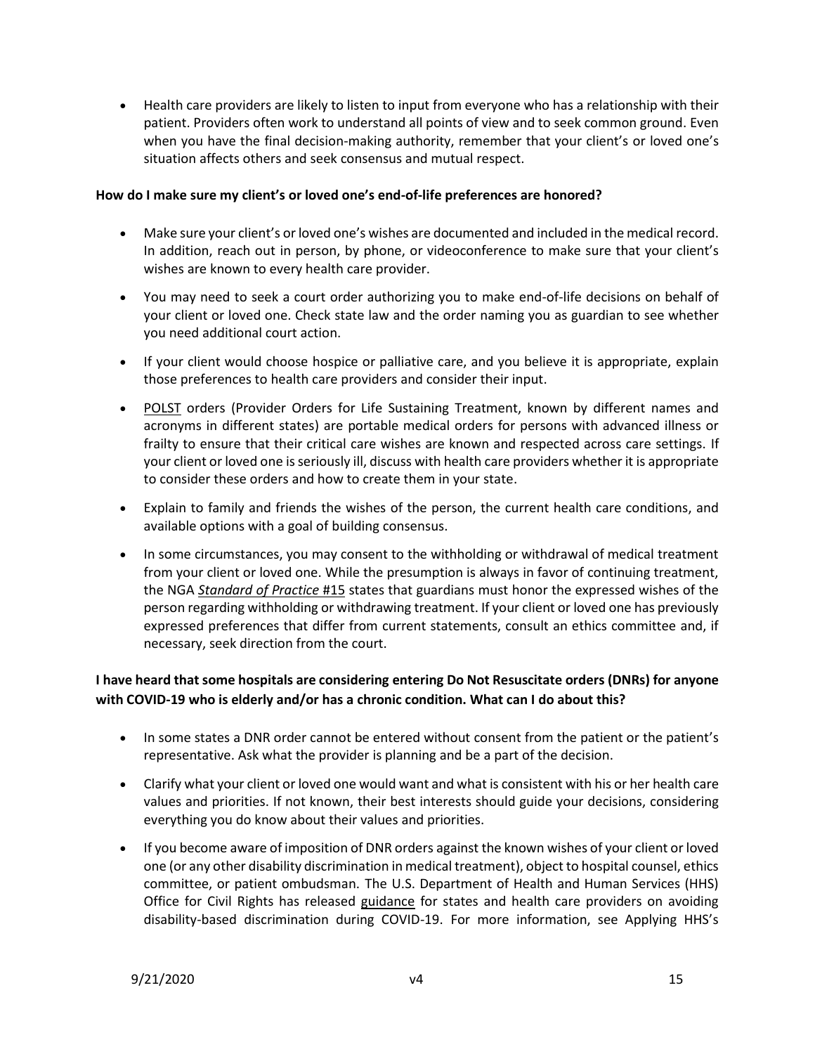- Health care providers are likely to listen to input from everyone who has a relationship with their patient. Providers often work to understand all points of view and to seek common ground. Even when you have the final decision-making authority, remember that your client's or loved one's situation affects others and seek consensus and mutual respect.

**How do I make sure my client's or loved one's end-of-life preferences are honored?**

- Make sure your client's or loved one's wishes are documented and included in the medical record. In addition, reach out in person, by phone, or videoconference to make sure that your client's wishes are known to every health care provider.
- You may need to seek a court order authorizing you to make end-of-life decisions on behalf of your client or loved one. Check state law and the order naming you as guardian to see whether you need additional court action.
- If your client would choose hospice or palliative care, and you believe it is appropriate, explain those preferences to health care providers and consider their input.
- POLST orders (Provider Orders for Life Sustaining Treatment, known by different names and acronyms in different states) are portable medical orders for persons with advanced illness or frailty to ensure that their critical care wishes are known and respected across care settings. If your client or loved one is seriously ill, discuss with health care providers whether it is appropriate to consider these orders and how to create them in your state.
- Explain to family and friends the wishes of the person, the current health care conditions, and available options with a goal of building consensus.
- In some circumstances, you may consent to the withholding or withdrawal of medical treatment from your client or loved one. While the presumption is always in favor of continuing treatment, the NGA *Standard of Practice* #15 states that guardians must honor the expressed wishes of the person regarding withholding or withdrawing treatment. If your client or loved one has previously expressed preferences that differ from current statements, consult an ethics committee and, if necessary, seek direction from the court.

**I have heard that some hospitals are considering entering Do Not Resuscitate orders (DNRs) for anyone with COVID-19 who is elderly and/or has a chronic condition. What can I do about this?**

- In some states a DNR order cannot be entered without consent from the patient or the patient's representative. Ask what the provider is planning and be a part of the decision.
- Clarify what your client or loved one would want and what is consistent with his or her health care values and priorities. If not known, their best interests should guide your decisions, considering everything you do know about their values and priorities.
- If you become aware of imposition of DNR orders against the known wishes of your client or loved one (or any other disability discrimination in medical treatment), object to hospital counsel, ethics committee, or patient ombudsman. The U.S. Department of Health and Human Services (HHS) Office for Civil Rights has released guidance for states and health care providers on avoiding disability-based discrimination during COVID-19. For more information, see Applying HHS's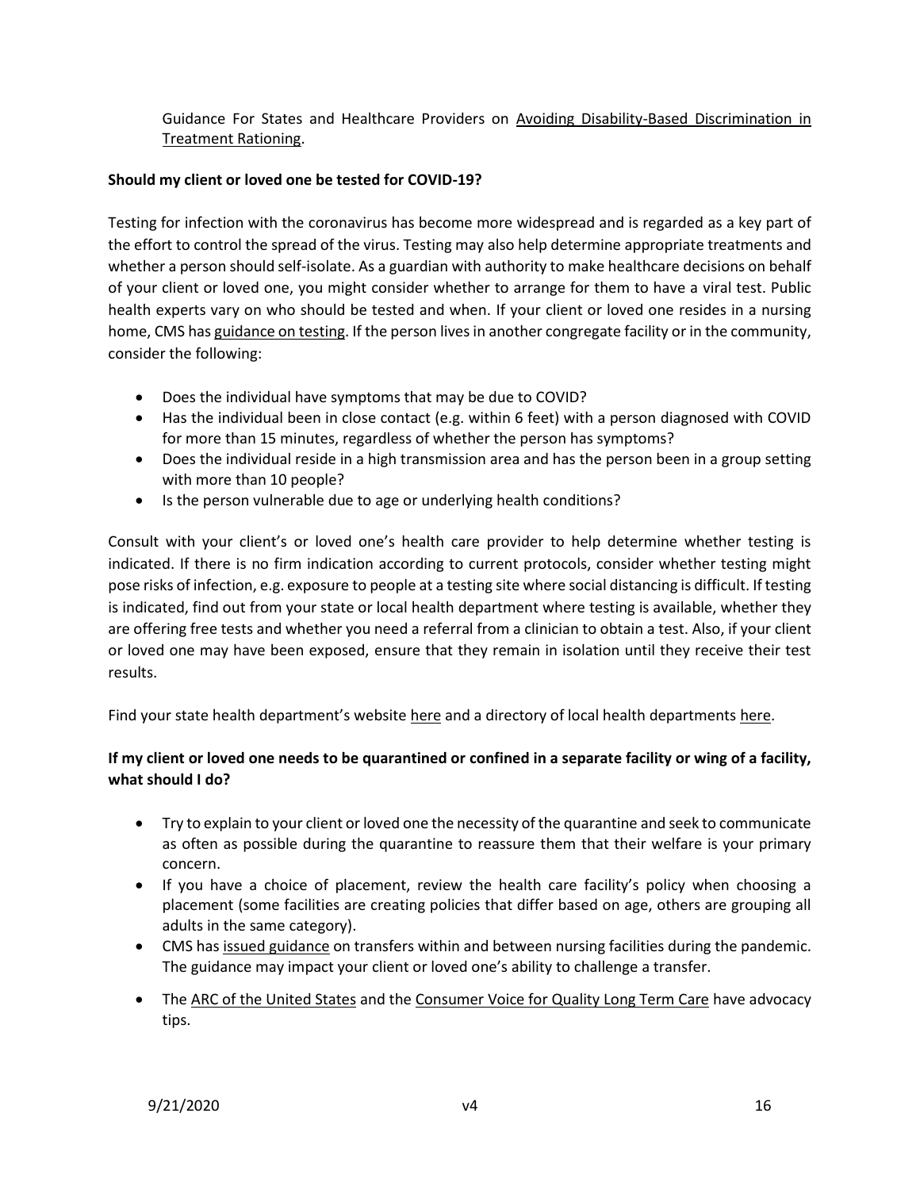Guidance For States and Healthcare Providers on Avoiding Disability-Based Discrimination in Treatment Rationing.

**Should my client or loved one be tested for COVID-19?**

Testing for infection with the coronavirus has become more widespread and is regarded as a key part of the effort to control the spread of the virus. Testing may also help determine appropriate treatments and whether a person should self-isolate. As a guardian with authority to make healthcare decisions on behalf of your client or loved one, you might consider whether to arrange for them to have a viral test. Public health experts vary on who should be tested and when. If your client or loved one resides in a nursing home, CMS has guidance on testing. If the person lives in another congregate facility or in the community, consider the following:

- Does the individual have symptoms that may be due to COVID?
- Has the individual been in close contact (e.g. within 6 feet) with a person diagnosed with COVID for more than 15 minutes, regardless of whether the person has symptoms?
- Does the individual reside in a high transmission area and has the person been in a group setting with more than 10 people?
- Is the person vulnerable due to age or underlying health conditions?

Consult with your client's or loved one's health care provider to help determine whether testing is indicated. If there is no firm indication according to current protocols, consider whether testing might pose risks of infection, e.g. exposure to people at a testing site where social distancing is difficult. If testing is indicated, find out from your state or local health department where testing is available, whether they are offering free tests and whether you need a referral from a clinician to obtain a test. Also, if your client or loved one may have been exposed, ensure that they remain in isolation until they receive their test results.

Find your state health department's website here and a directory of local health departments here.

**If my client or loved one needs to be quarantined or confined in a separate facility or wing of a facility, what should I do?**

- Try to explain to your client or loved one the necessity of the quarantine and seek to communicate as often as possible during the quarantine to reassure them that their welfare is your primary concern.
- If you have a choice of placement, review the health care facility's policy when choosing a placement (some facilities are creating policies that differ based on age, others are grouping all adults in the same category).
- CMS has issued guidance on transfers within and between nursing facilities during the pandemic. The guidance may impact your client or loved one's ability to challenge a transfer.
- The ARC of the United States and the Consumer Voice for Quality Long Term Care have advocacy tips.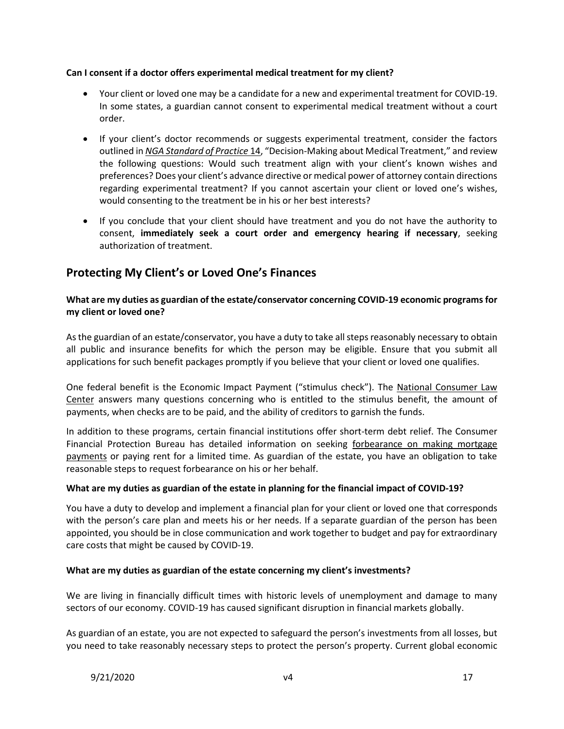**Can I consent if a doctor offers experimental medical treatment for my client?**

- Your client or loved one may be a candidate for a new and experimental treatment for COVID-19. In some states, a guardian cannot consent to experimental medical treatment without a court order.
- If your client's doctor recommends or suggests experimental treatment, consider the factors outlined in *NGA Standard of Practice* 14, "Decision-Making about Medical Treatment," and review the following questions: Would such treatment align with your client's known wishes and preferences? Does your client's advance directive or medical power of attorney contain directions regarding experimental treatment? If you cannot ascertain your client or loved one's wishes, would consenting to the treatment be in his or her best interests?
- If you conclude that your client should have treatment and you do not have the authority to consent, **immediately seek a court order and emergency hearing if necessary**, seeking authorization of treatment.

## Protecting My Client's or Loved One's Finances

**What are my duties as guardian of the estate/conservator concerning COVID-19 economic programs for my client or loved one?**

As the guardian of an estate/conservator, you have a duty to take all steps reasonably necessary to obtain all public and insurance benefits for which the person may be eligible. Ensure that you submit all applications for such benefit packages promptly if you believe that your client or loved one qualifies.

One federal benefit is the Economic Impact Payment ("stimulus check"). The National Consumer Law Center answers many questions concerning who is entitled to the stimulus benefit, the amount of payments, when checks are to be paid, and the ability of creditors to garnish the funds.

In addition to these programs, certain financial institutions offer short-term debt relief. The Consumer Financial Protection Bureau has detailed information on seeking forbearance on making mortgage payments or paying rent for a limited time. As guardian of the estate, you have an obligation to take reasonable steps to request forbearance on his or her behalf.

**What are my duties as guardian of the estate in planning for the financial impact of COVID-19?**

You have a duty to develop and implement a financial plan for your client or loved one that corresponds with the person's care plan and meets his or her needs. If a separate guardian of the person has been appointed, you should be in close communication and work together to budget and pay for extraordinary care costs that might be caused by COVID-19.

**What are my duties as guardian of the estate concerning my client's investments?**

We are living in financially difficult times with historic levels of unemployment and damage to many sectors of our economy. COVID-19 has caused significant disruption in financial markets globally.

As guardian of an estate, you are not expected to safeguard the person's investments from all losses, but you need to take reasonably necessary steps to protect the person's property. Current global economic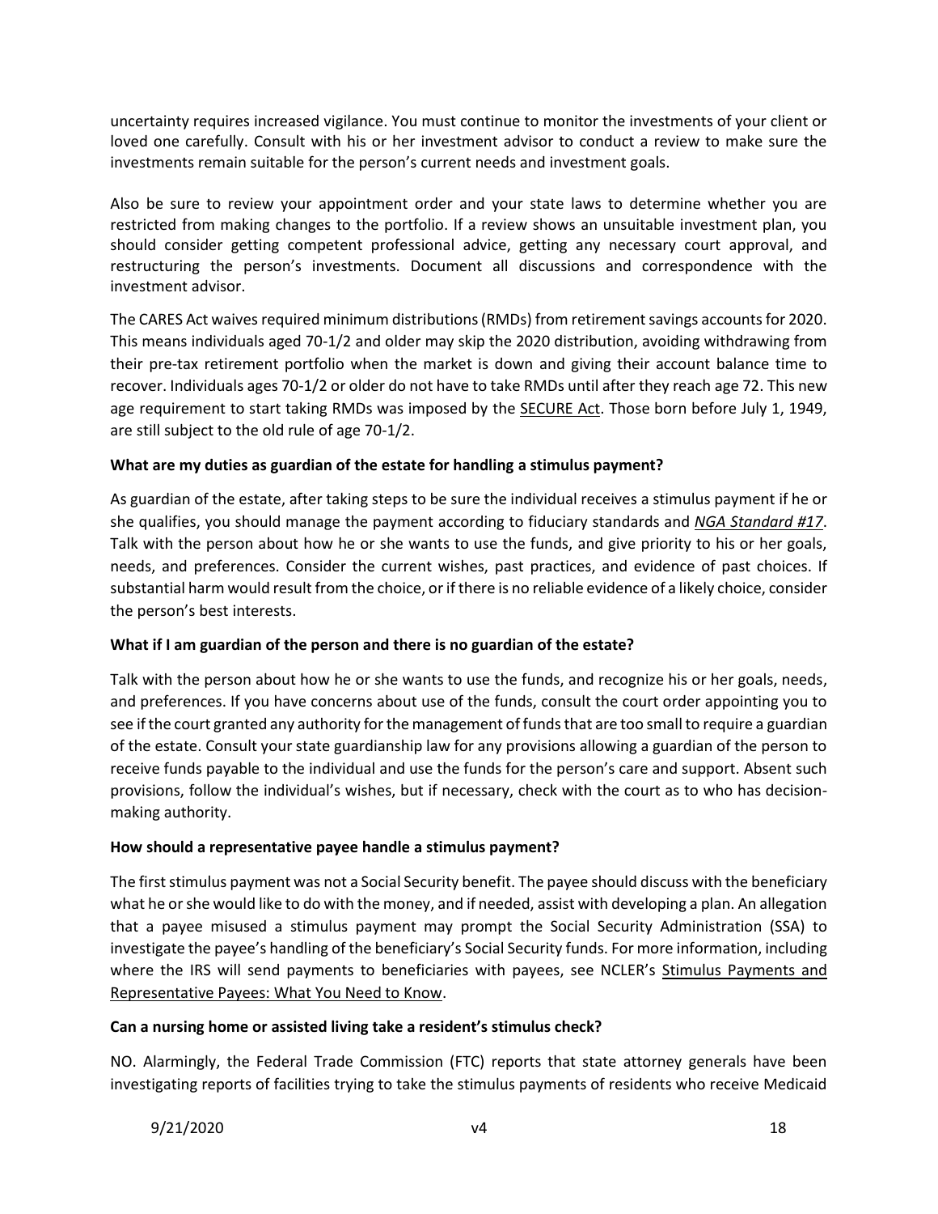uncertainty requires increased vigilance. You must continue to monitor the investments of your client or loved one carefully. Consult with his or her investment advisor to conduct a review to make sure the investments remain suitable for the person's current needs and investment goals.

Also be sure to review your appointment order and your state laws to determine whether you are restricted from making changes to the portfolio. If a review shows an unsuitable investment plan, you should consider getting competent professional advice, getting any necessary court approval, and restructuring the person's investments. Document all discussions and correspondence with the investment advisor.

The CARES Act waives required minimum distributions (RMDs) from retirement savings accounts for 2020. This means individuals aged 70-1/2 and older may skip the 2020 distribution, avoiding withdrawing from their pre-tax retirement portfolio when the market is down and giving their account balance time to recover. Individuals ages 70-1/2 or older do not have to take RMDs until after they reach age 72. This new age requirement to start taking RMDs was imposed by the SECURE Act. Those born before July 1, 1949, are still subject to the old rule of age 70-1/2.

**What are my duties as guardian of the estate for handling a stimulus payment?**

As guardian of the estate, after taking steps to be sure the individual receives a stimulus payment if he or she qualifies, you should manage the payment according to fiduciary standards and *NGA Standard #17*. Talk with the person about how he or she wants to use the funds, and give priority to his or her goals, needs, and preferences. Consider the current wishes, past practices, and evidence of past choices. If substantial harm would result from the choice, or if there is no reliable evidence of a likely choice, consider the person's best interests.

**What if I am guardian of the person and there is no guardian of the estate?**

Talk with the person about how he or she wants to use the funds, and recognize his or her goals, needs, and preferences. If you have concerns about use of the funds, consult the court order appointing you to see if the court granted any authority for the management of funds that are too small to require a guardian of the estate. Consult your state guardianship law for any provisions allowing a guardian of the person to receive funds payable to the individual and use the funds for the person's care and support. Absent such provisions, follow the individual's wishes, but if necessary, check with the court as to who has decision-making authority.

**How should a representative payee handle a stimulus payment?**

The first stimulus payment was not a Social Security benefit. The payee should discuss with the beneficiary what he or she would like to do with the money, and if needed, assist with developing a plan. An allegation that a payee misused a stimulus payment may prompt the Social Security Administration (SSA) to investigate the payee's handling of the beneficiary's Social Security funds. For more information, including where the IRS will send payments to beneficiaries with payees, see NCLER's Stimulus Payments and Representative Payees: What You Need to Know.

**Can a nursing home or assisted living take a resident's stimulus check?**

NO. Alarmingly, the Federal Trade Commission (FTC) reports that state attorney generals have been investigating reports of facilities trying to take the stimulus payments of residents who receive Medicaid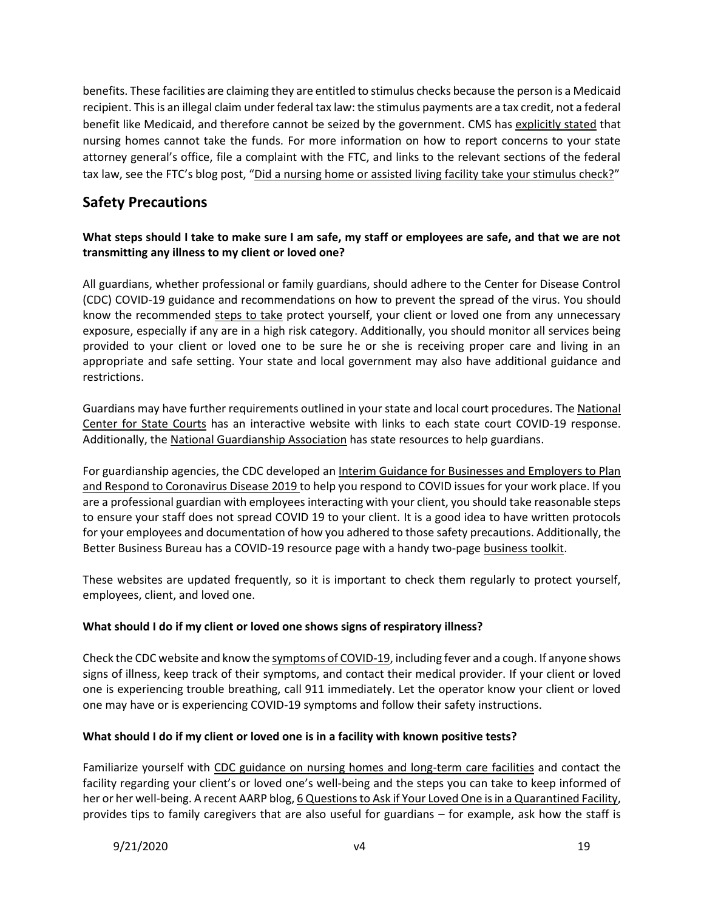benefits. These facilities are claiming they are entitled to stimulus checks because the person is a Medicaid recipient. This is an illegal claim under federal tax law: the stimulus payments are a tax credit, not a federal benefit like Medicaid, and therefore cannot be seized by the government. CMS has explicitly stated that nursing homes cannot take the funds. For more information on how to report concerns to your state attorney general's office, file a complaint with the FTC, and links to the relevant sections of the federal tax law, see the FTC's blog post, "Did a nursing home or assisted living facility take your stimulus check?"

## Safety Precautions

**What steps should I take to make sure I am safe, my staff or employees are safe, and that we are not transmitting any illness to my client or loved one?**

All guardians, whether professional or family guardians, should adhere to the Center for Disease Control (CDC) COVID-19 guidance and recommendations on how to prevent the spread of the virus. You should know the recommended steps to take protect yourself, your client or loved one from any unnecessary exposure, especially if any are in a high risk category. Additionally, you should monitor all services being provided to your client or loved one to be sure he or she is receiving proper care and living in an appropriate and safe setting. Your state and local government may also have additional guidance and restrictions.

Guardians may have further requirements outlined in your state and local court procedures. The National Center for State Courts has an interactive website with links to each state court COVID-19 response. Additionally, the National Guardianship Association has state resources to help guardians.

For guardianship agencies, the CDC developed an Interim Guidance for Businesses and Employers to Plan and Respond to Coronavirus Disease 2019 to help you respond to COVID issues for your work place. If you are a professional guardian with employees interacting with your client, you should take reasonable steps to ensure your staff does not spread COVID 19 to your client. It is a good idea to have written protocols for your employees and documentation of how you adhered to those safety precautions. Additionally, the Better Business Bureau has a COVID-19 resource page with a handy two-page business toolkit.

These websites are updated frequently, so it is important to check them regularly to protect yourself, employees, client, and loved one.

**What should I do if my client or loved one shows signs of respiratory illness?**

Check the CDC website and know the symptoms of COVID-19, including fever and a cough. If anyone shows signs of illness, keep track of their symptoms, and contact their medical provider. If your client or loved one is experiencing trouble breathing, call 911 immediately. Let the operator know your client or loved one may have or is experiencing COVID-19 symptoms and follow their safety instructions.

**What should I do if my client or loved one is in a facility with known positive tests?**

Familiarize yourself with CDC guidance on nursing homes and long-term care facilities and contact the facility regarding your client's or loved one's well-being and the steps you can take to keep informed of her or her well-being. A recent AARP blog, 6 Questions to Ask if Your Loved One is in a Quarantined Facility, provides tips to family caregivers that are also useful for guardians – for example, ask how the staff is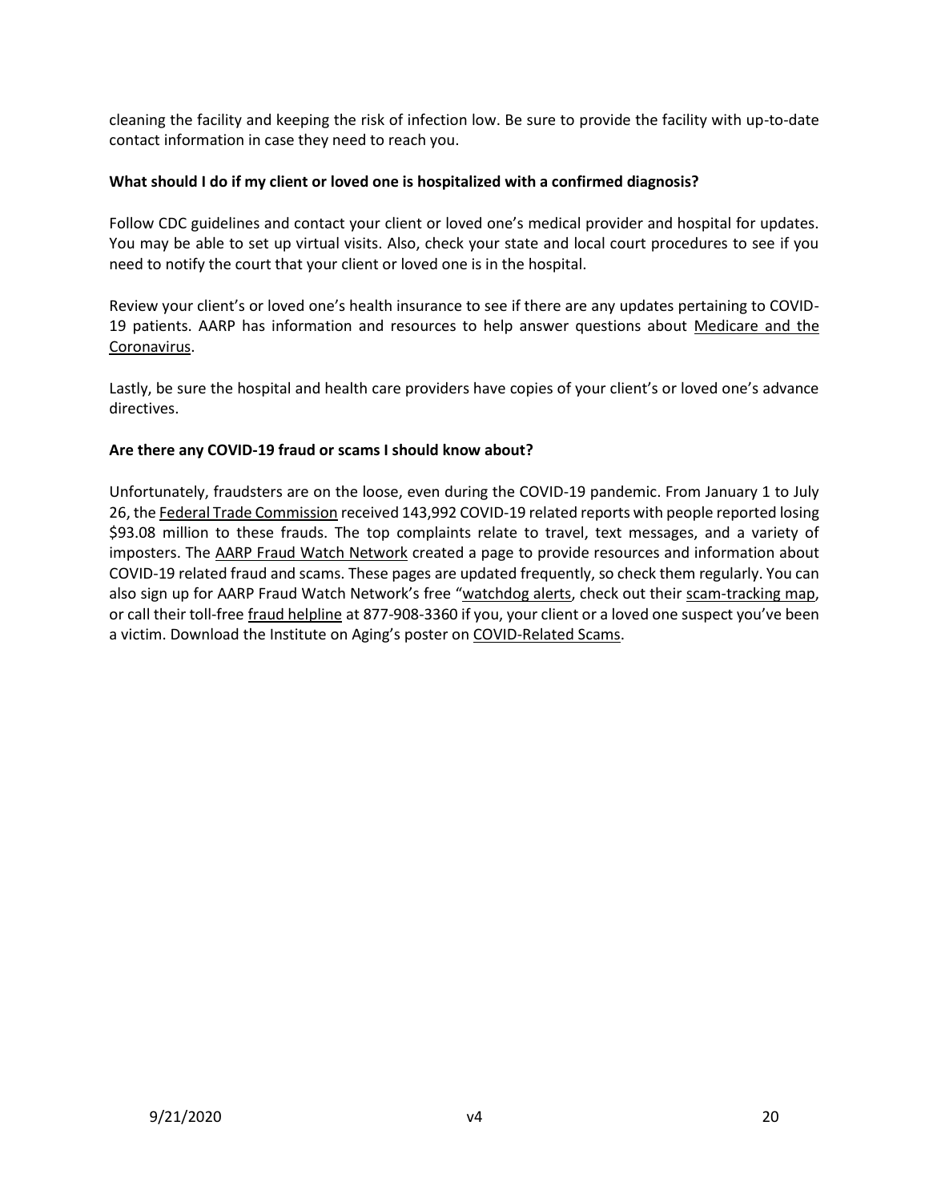cleaning the facility and keeping the risk of infection low. Be sure to provide the facility with up-to-date contact information in case they need to reach you.

**What should I do if my client or loved one is hospitalized with a confirmed diagnosis?**

Follow CDC guidelines and contact your client or loved one's medical provider and hospital for updates. You may be able to set up virtual visits. Also, check your state and local court procedures to see if you need to notify the court that your client or loved one is in the hospital.

Review your client's or loved one's health insurance to see if there are any updates pertaining to COVID-19 patients. AARP has information and resources to help answer questions about Medicare and the Coronavirus.

Lastly, be sure the hospital and health care providers have copies of your client's or loved one's advance directives.

**Are there any COVID-19 fraud or scams I should know about?**

Unfortunately, fraudsters are on the loose, even during the COVID-19 pandemic. From January 1 to July 26, the Federal Trade Commission received 143,992 COVID-19 related reports with people reported losing $93.08 million to these frauds. The top complaints relate to travel, text messages, and a variety of imposters. The AARP Fraud Watch Network created a page to provide resources and information about COVID-19 related fraud and scams. These pages are updated frequently, so check them regularly. You can also sign up for AARP Fraud Watch Network's free "watchdog alerts, check out their scam-tracking map, or call their toll-free fraud helpline at 877-908-3360 if you, your client or a loved one suspect you've been a victim. Download the Institute on Aging's poster on COVID-Related Scams.